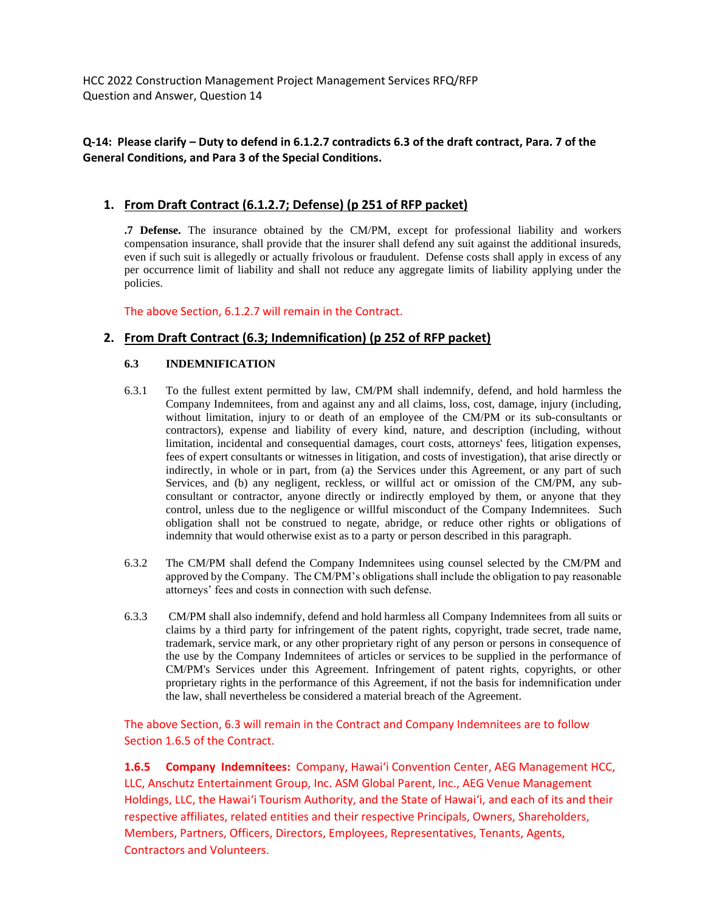HCC 2022 Construction Management Project Management Services RFQ/RFP
Question and Answer, Question 14

**Q-14: Please clarify – Duty to defend in 6.1.2.7 contradicts 6.3 of the draft contract, Para. 7 of the General Conditions, and Para 3 of the Special Conditions.**

## 1. From Draft Contract (6.1.2.7; Defense) (p 251 of RFP packet)

**.7 Defense.** The insurance obtained by the CM/PM, except for professional liability and workers compensation insurance, shall provide that the insurer shall defend any suit against the additional insureds, even if such suit is allegedly or actually frivolous or fraudulent. Defense costs shall apply in excess of any per occurrence limit of liability and shall not reduce any aggregate limits of liability applying under the policies.

The above Section, 6.1.2.7 will remain in the Contract.

## 2. From Draft Contract (6.3; Indemnification) (p 252 of RFP packet)

**6.3 INDEMNIFICATION**

6.3.1 To the fullest extent permitted by law, CM/PM shall indemnify, defend, and hold harmless the Company Indemnitees, from and against any and all claims, loss, cost, damage, injury (including, without limitation, injury to or death of an employee of the CM/PM or its sub-consultants or contractors), expense and liability of every kind, nature, and description (including, without limitation, incidental and consequential damages, court costs, attorneys' fees, litigation expenses, fees of expert consultants or witnesses in litigation, and costs of investigation), that arise directly or indirectly, in whole or in part, from (a) the Services under this Agreement, or any part of such Services, and (b) any negligent, reckless, or willful act or omission of the CM/PM, any sub-consultant or contractor, anyone directly or indirectly employed by them, or anyone that they control, unless due to the negligence or willful misconduct of the Company Indemnitees. Such obligation shall not be construed to negate, abridge, or reduce other rights or obligations of indemnity that would otherwise exist as to a party or person described in this paragraph.

6.3.2 The CM/PM shall defend the Company Indemnitees using counsel selected by the CM/PM and approved by the Company. The CM/PM's obligations shall include the obligation to pay reasonable attorneys' fees and costs in connection with such defense.

6.3.3 CM/PM shall also indemnify, defend and hold harmless all Company Indemnitees from all suits or claims by a third party for infringement of the patent rights, copyright, trade secret, trade name, trademark, service mark, or any other proprietary right of any person or persons in consequence of the use by the Company Indemnitees of articles or services to be supplied in the performance of CM/PM's Services under this Agreement. Infringement of patent rights, copyrights, or other proprietary rights in the performance of this Agreement, if not the basis for indemnification under the law, shall nevertheless be considered a material breach of the Agreement.

The above Section, 6.3 will remain in the Contract and Company Indemnitees are to follow Section 1.6.5 of the Contract.

**1.6.5 Company Indemnitees:** Company, Hawaiʻi Convention Center, AEG Management HCC, LLC, Anschutz Entertainment Group, Inc. ASM Global Parent, Inc., AEG Venue Management Holdings, LLC, the Hawaiʻi Tourism Authority, and the State of Hawaiʻi, and each of its and their respective affiliates, related entities and their respective Principals, Owners, Shareholders, Members, Partners, Officers, Directors, Employees, Representatives, Tenants, Agents, Contractors and Volunteers.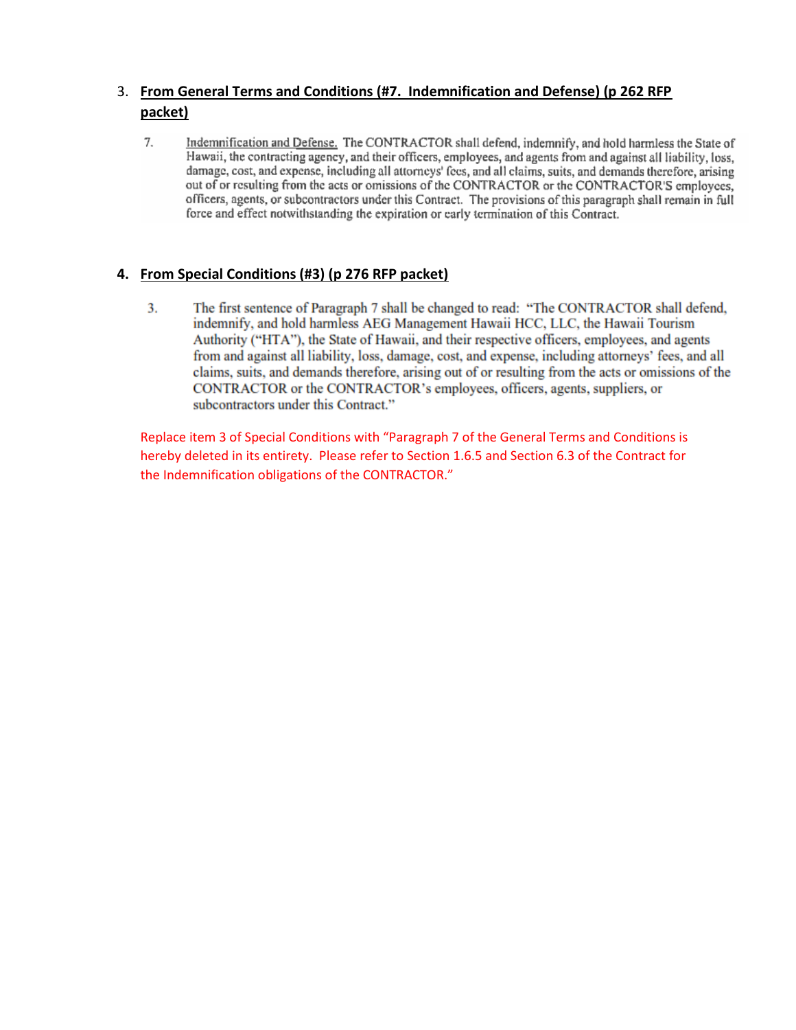3. **<u>From General Terms and Conditions (#7. Indemnification and Defense) (p 262 RFP packet)</u>**

   7. <u>Indemnification and Defense.</u> The CONTRACTOR shall defend, indemnify, and hold harmless the State of Hawaii, the contracting agency, and their officers, employees, and agents from and against all liability, loss, damage, cost, and expense, including all attorneys' fees, and all claims, suits, and demands therefore, arising out of or resulting from the acts or omissions of the CONTRACTOR or the CONTRACTOR'S employees, officers, agents, or subcontractors under this Contract. The provisions of this paragraph shall remain in full force and effect notwithstanding the expiration or early termination of this Contract.

4. **<u>From Special Conditions (#3) (p 276 RFP packet)</u>**

   3. The first sentence of Paragraph 7 shall be changed to read: "The CONTRACTOR shall defend, indemnify, and hold harmless AEG Management Hawaii HCC, LLC, the Hawaii Tourism Authority ("HTA"), the State of Hawaii, and their respective officers, employees, and agents from and against all liability, loss, damage, cost, and expense, including attorneys' fees, and all claims, suits, and demands therefore, arising out of or resulting from the acts or omissions of the CONTRACTOR or the CONTRACTOR's employees, officers, agents, suppliers, or subcontractors under this Contract."

   Replace item 3 of Special Conditions with "Paragraph 7 of the General Terms and Conditions is hereby deleted in its entirety. Please refer to Section 1.6.5 and Section 6.3 of the Contract for the Indemnification obligations of the CONTRACTOR."